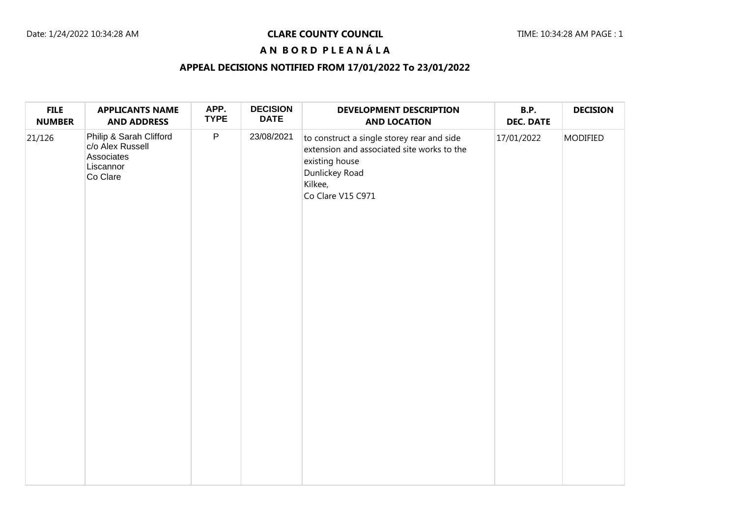# CLARE COUNTY COUNCIL

## A N B O R D P L E A N Á L A

### APPEAL DECISIONS NOTIFIED FROM 17/01/2022 To 23/01/2022

| FILE NUMBER | APPLICANTS NAME AND ADDRESS | APP. TYPE | DECISION DATE | DEVELOPMENT DESCRIPTION AND LOCATION | B.P. DEC. DATE | DECISION |
|---|---|---|---|---|---|---|
| 21/126 | Philip & Sarah Clifford c/o Alex Russell Associates Liscannor Co Clare | P | 23/08/2021 | to construct a single storey rear and side extension and associated site works to the existing house Dunlickey Road Kilkee, Co Clare V15 C971 | 17/01/2022 | MODIFIED |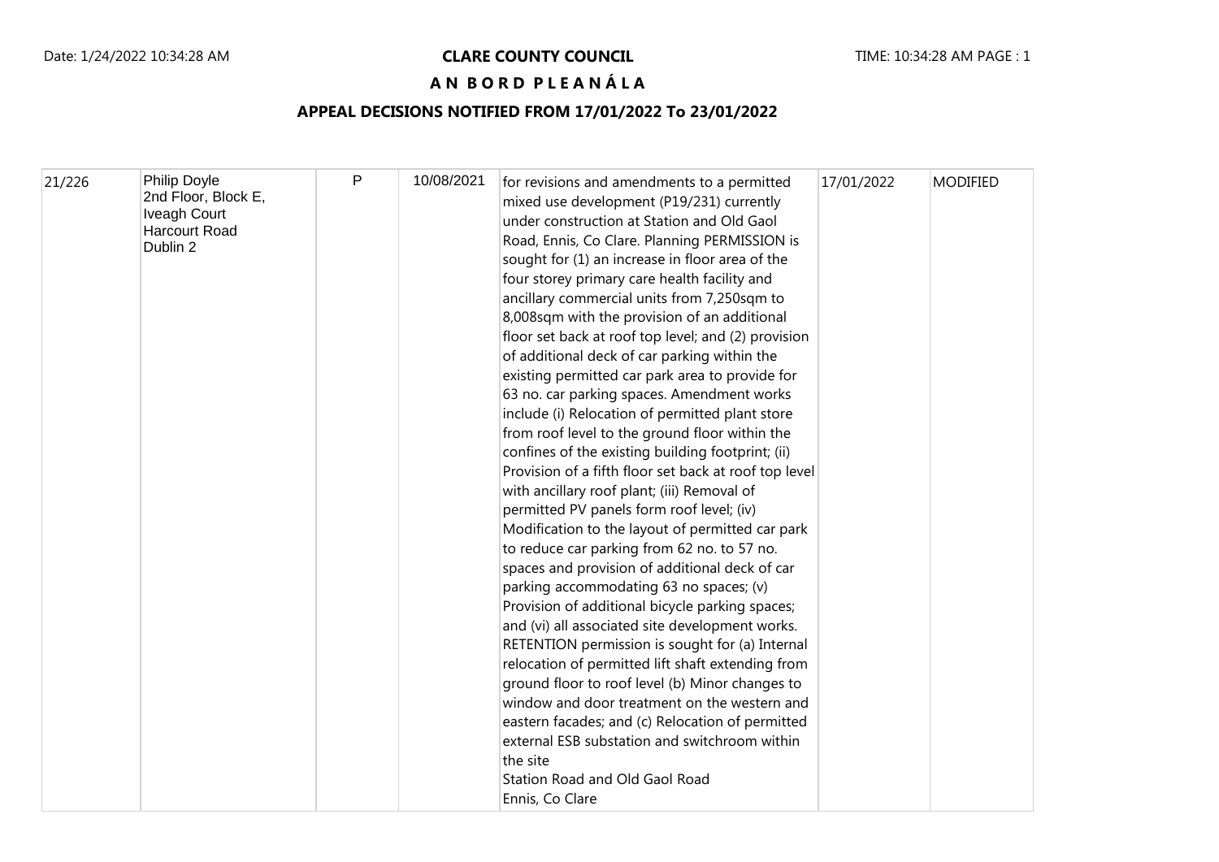**CLARE COUNTY COUNCIL**

**A N B O R D P L E A N Á L A**

**APPEAL DECISIONS NOTIFIED FROM 17/01/2022 To 23/01/2022**

| | | | | | | |
|---|---|---|---|---|---|---|
| 21/226 | Philip Doyle<br>2nd Floor, Block E,<br>Iveagh Court<br>Harcourt Road<br>Dublin 2 | P | 10/08/2021 | for revisions and amendments to a permitted mixed use development (P19/231) currently under construction at Station and Old Gaol Road, Ennis, Co Clare. Planning PERMISSION is sought for (1) an increase in floor area of the four storey primary care health facility and ancillary commercial units from 7,250sqm to 8,008sqm with the provision of an additional floor set back at roof top level; and (2) provision of additional deck of car parking within the existing permitted car park area to provide for 63 no. car parking spaces. Amendment works include (i) Relocation of permitted plant store from roof level to the ground floor within the confines of the existing building footprint; (ii) Provision of a fifth floor set back at roof top level with ancillary roof plant; (iii) Removal of permitted PV panels form roof level; (iv) Modification to the layout of permitted car park to reduce car parking from 62 no. to 57 no. spaces and provision of additional deck of car parking accommodating 63 no spaces; (v) Provision of additional bicycle parking spaces; and (vi) all associated site development works. RETENTION permission is sought for (a) Internal relocation of permitted lift shaft extending from ground floor to roof level (b) Minor changes to window and door treatment on the western and eastern facades; and (c) Relocation of permitted external ESB substation and switchroom within the site<br>Station Road and Old Gaol Road<br>Ennis, Co Clare | 17/01/2022 | MODIFIED |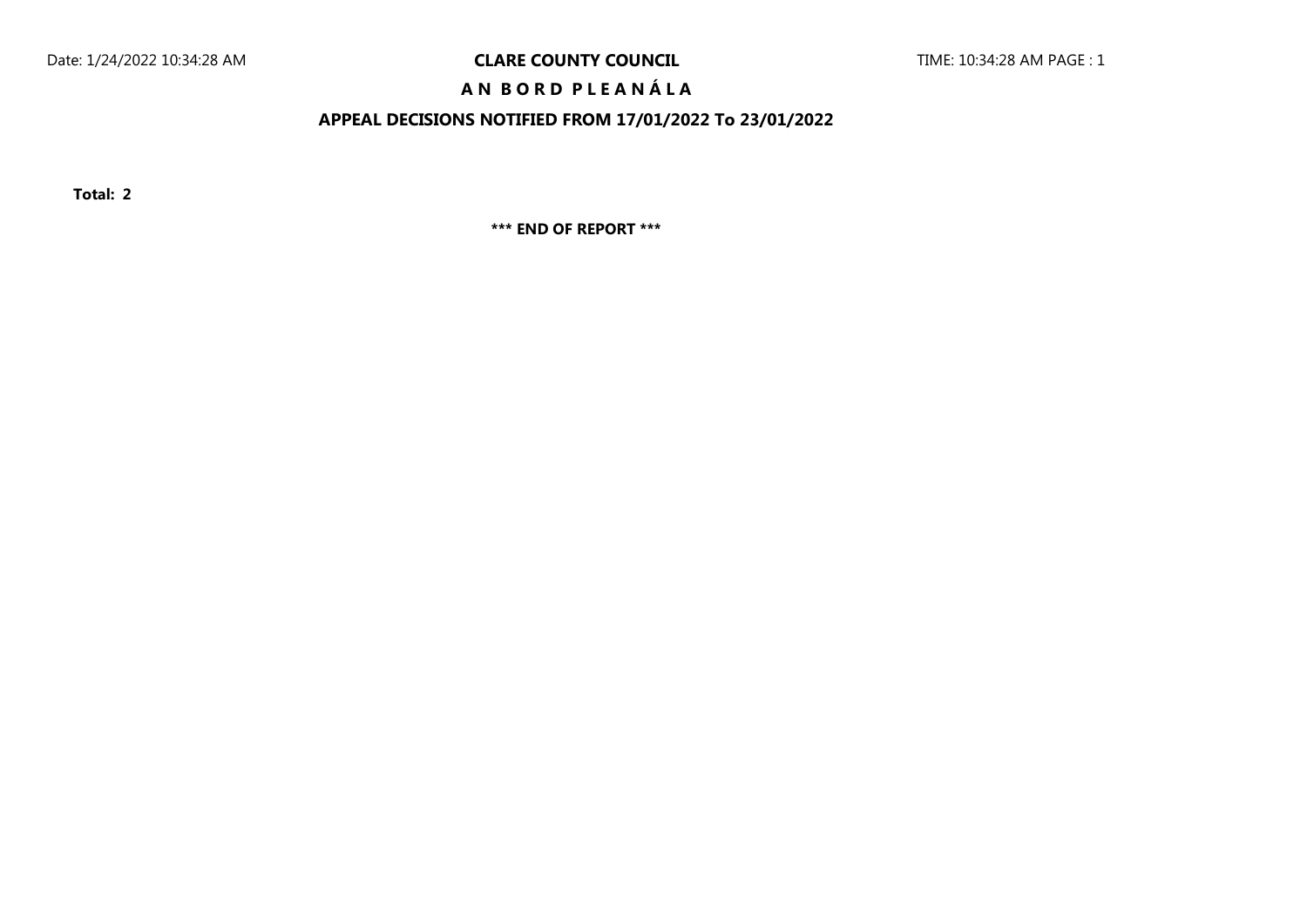**Total: 2**

**\*\*\* END OF REPORT \*\*\***